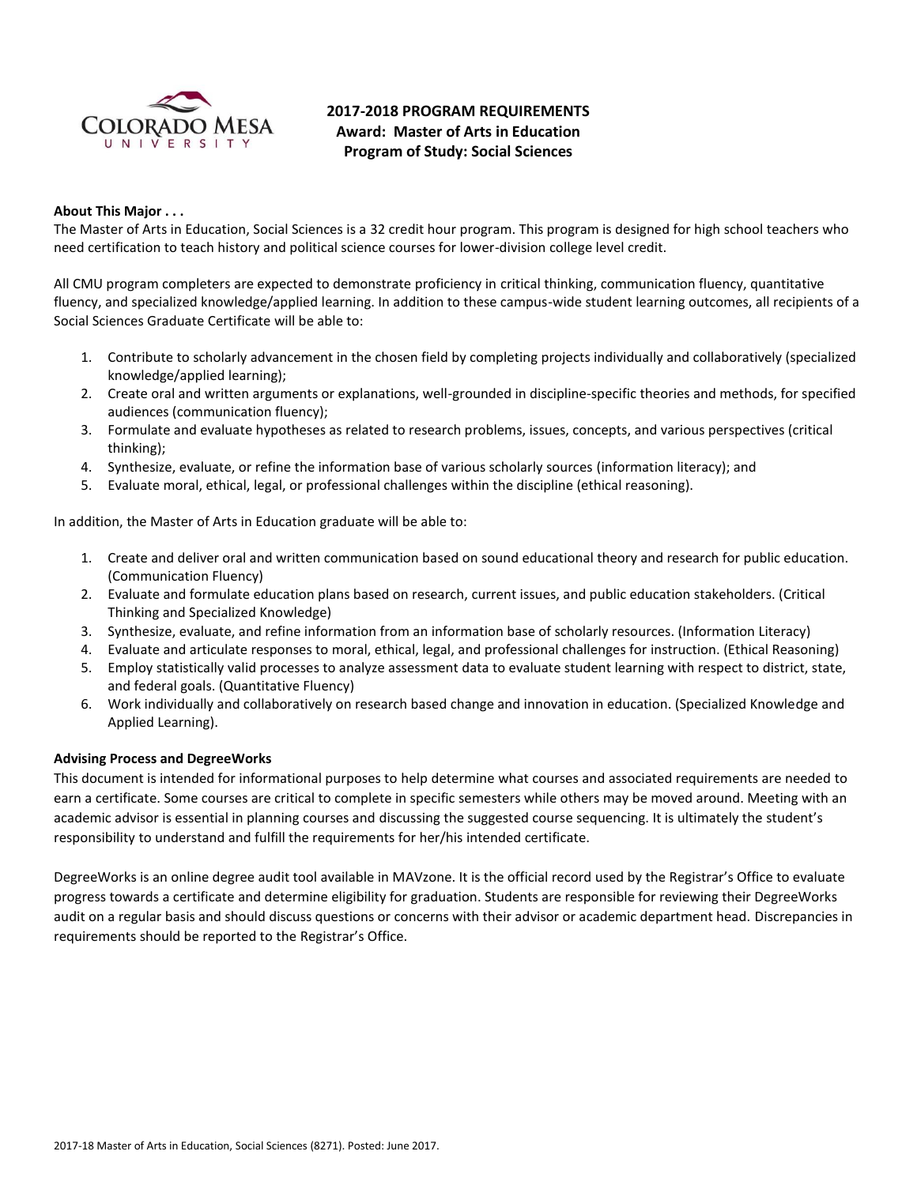# 2017-2018 PROGRAM REQUIREMENTS
## Award: Master of Arts in Education
## Program of Study: Social Sciences

**About This Major . . .**

The Master of Arts in Education, Social Sciences is a 32 credit hour program. This program is designed for high school teachers who need certification to teach history and political science courses for lower-division college level credit.

All CMU program completers are expected to demonstrate proficiency in critical thinking, communication fluency, quantitative fluency, and specialized knowledge/applied learning. In addition to these campus-wide student learning outcomes, all recipients of a Social Sciences Graduate Certificate will be able to:

1. Contribute to scholarly advancement in the chosen field by completing projects individually and collaboratively (specialized knowledge/applied learning);
2. Create oral and written arguments or explanations, well-grounded in discipline-specific theories and methods, for specified audiences (communication fluency);
3. Formulate and evaluate hypotheses as related to research problems, issues, concepts, and various perspectives (critical thinking);
4. Synthesize, evaluate, or refine the information base of various scholarly sources (information literacy); and
5. Evaluate moral, ethical, legal, or professional challenges within the discipline (ethical reasoning).

In addition, the Master of Arts in Education graduate will be able to:

1. Create and deliver oral and written communication based on sound educational theory and research for public education. (Communication Fluency)
2. Evaluate and formulate education plans based on research, current issues, and public education stakeholders. (Critical Thinking and Specialized Knowledge)
3. Synthesize, evaluate, and refine information from an information base of scholarly resources. (Information Literacy)
4. Evaluate and articulate responses to moral, ethical, legal, and professional challenges for instruction. (Ethical Reasoning)
5. Employ statistically valid processes to analyze assessment data to evaluate student learning with respect to district, state, and federal goals. (Quantitative Fluency)
6. Work individually and collaboratively on research based change and innovation in education. (Specialized Knowledge and Applied Learning).

**Advising Process and DegreeWorks**

This document is intended for informational purposes to help determine what courses and associated requirements are needed to earn a certificate. Some courses are critical to complete in specific semesters while others may be moved around. Meeting with an academic advisor is essential in planning courses and discussing the suggested course sequencing. It is ultimately the student's responsibility to understand and fulfill the requirements for her/his intended certificate.

DegreeWorks is an online degree audit tool available in MAVzone. It is the official record used by the Registrar's Office to evaluate progress towards a certificate and determine eligibility for graduation. Students are responsible for reviewing their DegreeWorks audit on a regular basis and should discuss questions or concerns with their advisor or academic department head. Discrepancies in requirements should be reported to the Registrar's Office.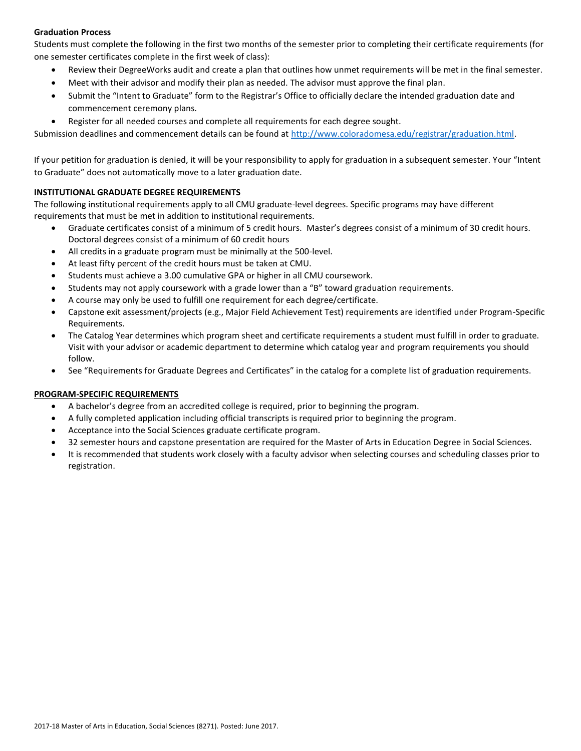**Graduation Process**

Students must complete the following in the first two months of the semester prior to completing their certificate requirements (for one semester certificates complete in the first week of class):

- Review their DegreeWorks audit and create a plan that outlines how unmet requirements will be met in the final semester.
- Meet with their advisor and modify their plan as needed. The advisor must approve the final plan.
- Submit the "Intent to Graduate" form to the Registrar's Office to officially declare the intended graduation date and commencement ceremony plans.
- Register for all needed courses and complete all requirements for each degree sought.

Submission deadlines and commencement details can be found at http://www.coloradomesa.edu/registrar/graduation.html.

If your petition for graduation is denied, it will be your responsibility to apply for graduation in a subsequent semester. Your "Intent to Graduate" does not automatically move to a later graduation date.

## INSTITUTIONAL GRADUATE DEGREE REQUIREMENTS

The following institutional requirements apply to all CMU graduate-level degrees. Specific programs may have different requirements that must be met in addition to institutional requirements.

- Graduate certificates consist of a minimum of 5 credit hours. Master's degrees consist of a minimum of 30 credit hours. Doctoral degrees consist of a minimum of 60 credit hours
- All credits in a graduate program must be minimally at the 500-level.
- At least fifty percent of the credit hours must be taken at CMU.
- Students must achieve a 3.00 cumulative GPA or higher in all CMU coursework.
- Students may not apply coursework with a grade lower than a "B" toward graduation requirements.
- A course may only be used to fulfill one requirement for each degree/certificate.
- Capstone exit assessment/projects (e.g., Major Field Achievement Test) requirements are identified under Program-Specific Requirements.
- The Catalog Year determines which program sheet and certificate requirements a student must fulfill in order to graduate. Visit with your advisor or academic department to determine which catalog year and program requirements you should follow.
- See "Requirements for Graduate Degrees and Certificates" in the catalog for a complete list of graduation requirements.

## PROGRAM-SPECIFIC REQUIREMENTS

- A bachelor's degree from an accredited college is required, prior to beginning the program.
- A fully completed application including official transcripts is required prior to beginning the program.
- Acceptance into the Social Sciences graduate certificate program.
- 32 semester hours and capstone presentation are required for the Master of Arts in Education Degree in Social Sciences.
- It is recommended that students work closely with a faculty advisor when selecting courses and scheduling classes prior to registration.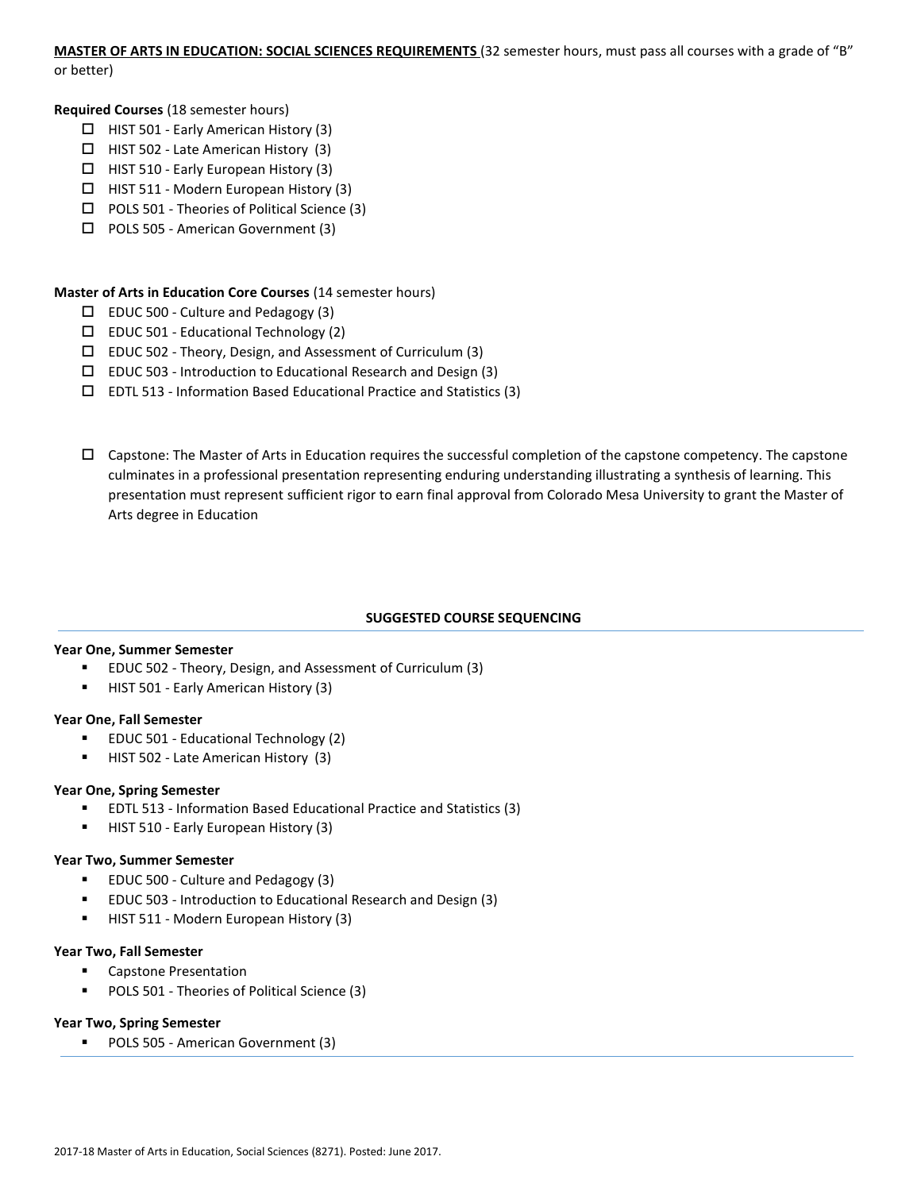**MASTER OF ARTS IN EDUCATION: SOCIAL SCIENCES REQUIREMENTS** (32 semester hours, must pass all courses with a grade of "B" or better)

**Required Courses** (18 semester hours)

- ☐ HIST 501 - Early American History (3)
- ☐ HIST 502 - Late American History (3)
- ☐ HIST 510 - Early European History (3)
- ☐ HIST 511 - Modern European History (3)
- ☐ POLS 501 - Theories of Political Science (3)
- ☐ POLS 505 - American Government (3)

**Master of Arts in Education Core Courses** (14 semester hours)

- ☐ EDUC 500 - Culture and Pedagogy (3)
- ☐ EDUC 501 - Educational Technology (2)
- ☐ EDUC 502 - Theory, Design, and Assessment of Curriculum (3)
- ☐ EDUC 503 - Introduction to Educational Research and Design (3)
- ☐ EDTL 513 - Information Based Educational Practice and Statistics (3)

- ☐ Capstone: The Master of Arts in Education requires the successful completion of the capstone competency. The capstone culminates in a professional presentation representing enduring understanding illustrating a synthesis of learning. This presentation must represent sufficient rigor to earn final approval from Colorado Mesa University to grant the Master of Arts degree in Education

## SUGGESTED COURSE SEQUENCING

**Year One, Summer Semester**

- EDUC 502 - Theory, Design, and Assessment of Curriculum (3)
- HIST 501 - Early American History (3)

**Year One, Fall Semester**

- EDUC 501 - Educational Technology (2)
- HIST 502 - Late American History (3)

**Year One, Spring Semester**

- EDTL 513 - Information Based Educational Practice and Statistics (3)
- HIST 510 - Early European History (3)

**Year Two, Summer Semester**

- EDUC 500 - Culture and Pedagogy (3)
- EDUC 503 - Introduction to Educational Research and Design (3)
- HIST 511 - Modern European History (3)

**Year Two, Fall Semester**

- Capstone Presentation
- POLS 501 - Theories of Political Science (3)

**Year Two, Spring Semester**

- POLS 505 - American Government (3)